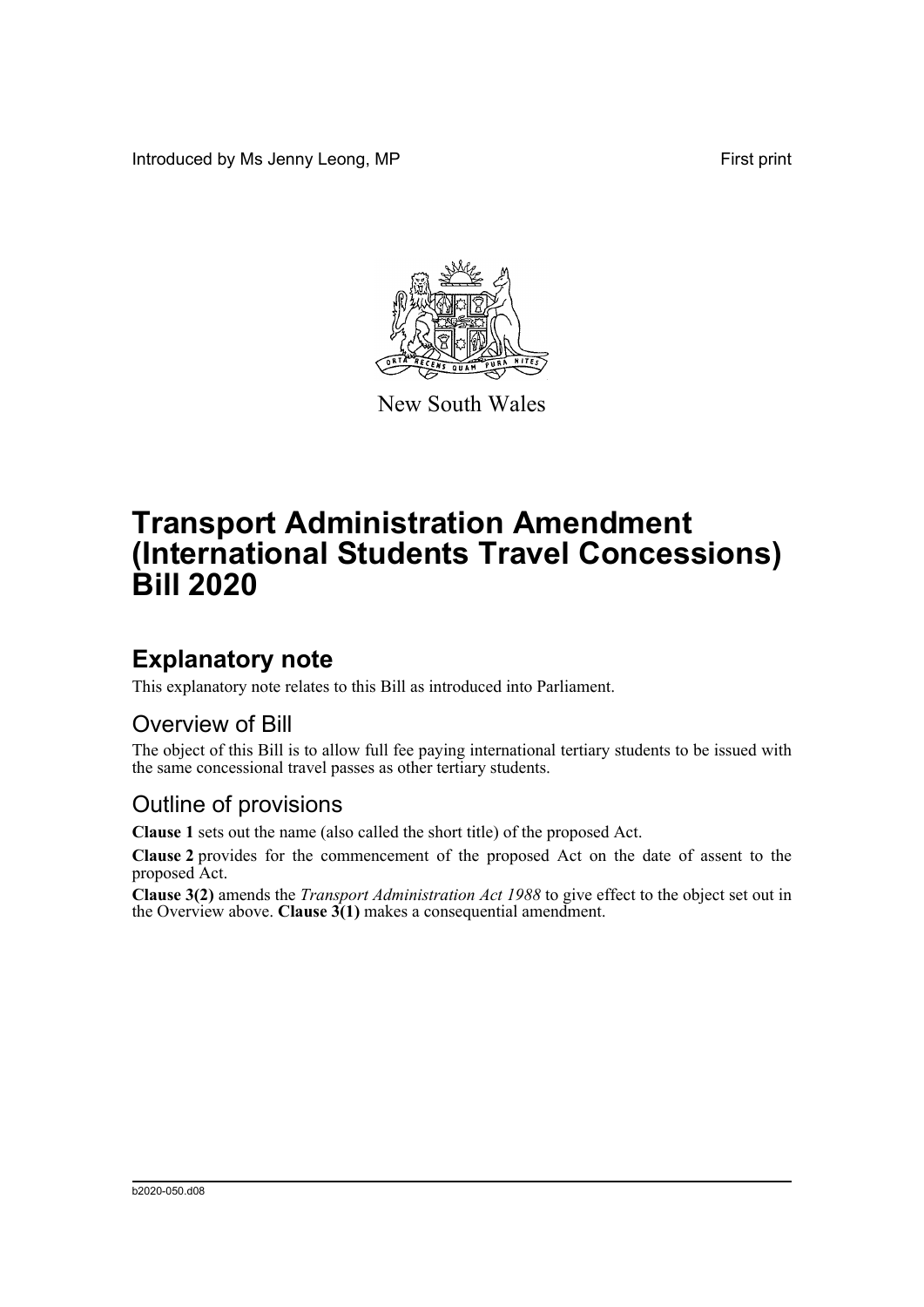Introduced by Ms Jenny Leong, MP

First print

New South Wales

# Transport Administration Amendment (International Students Travel Concessions) Bill 2020

## Explanatory note

This explanatory note relates to this Bill as introduced into Parliament.

### Overview of Bill

The object of this Bill is to allow full fee paying international tertiary students to be issued with the same concessional travel passes as other tertiary students.

### Outline of provisions

**Clause 1** sets out the name (also called the short title) of the proposed Act.

**Clause 2** provides for the commencement of the proposed Act on the date of assent to the proposed Act.

**Clause 3(2)** amends the *Transport Administration Act 1988* to give effect to the object set out in the Overview above. **Clause 3(1)** makes a consequential amendment.

b2020-050.d08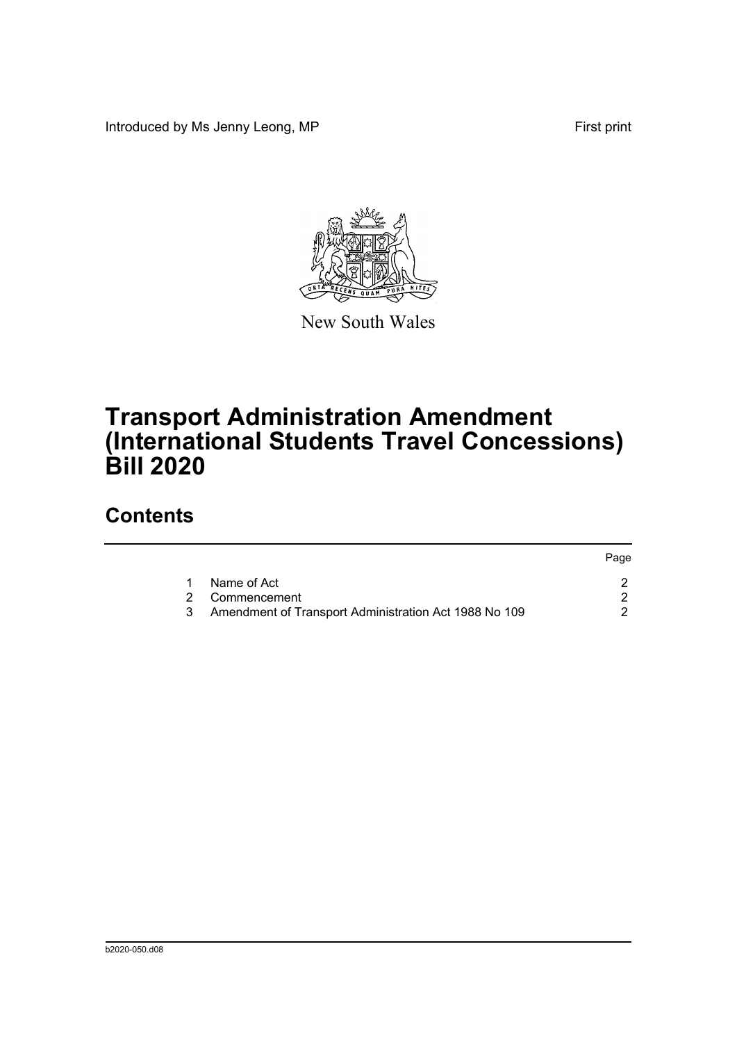Introduced by Ms Jenny Leong, MP

First print

New South Wales

# Transport Administration Amendment (International Students Travel Concessions) Bill 2020

## Contents

| | | Page |
|---|---|---|
| 1 | Name of Act | 2 |
| 2 | Commencement | 2 |
| 3 | Amendment of Transport Administration Act 1988 No 109 | 2 |

b2020-050.d08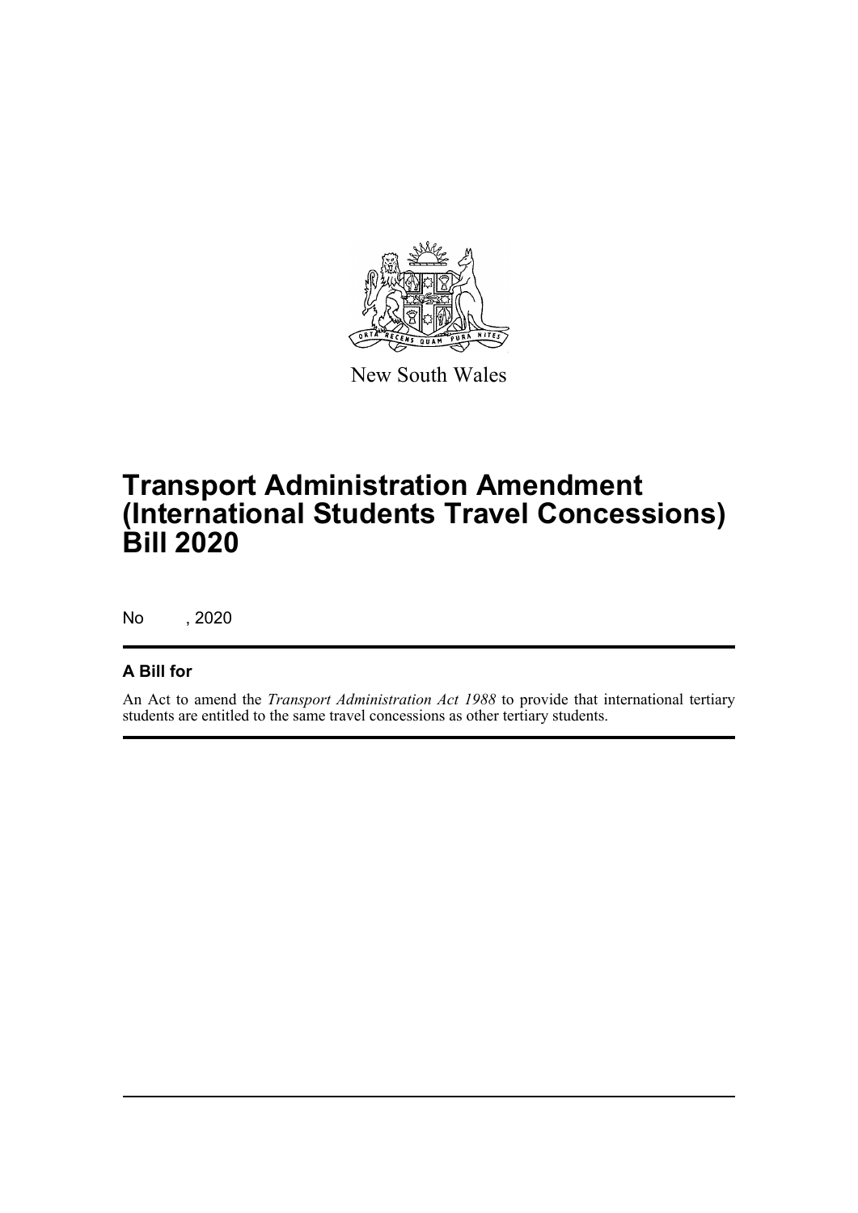New South Wales

# Transport Administration Amendment (International Students Travel Concessions) Bill 2020

No , 2020

## A Bill for

An Act to amend the *Transport Administration Act 1988* to provide that international tertiary students are entitled to the same travel concessions as other tertiary students.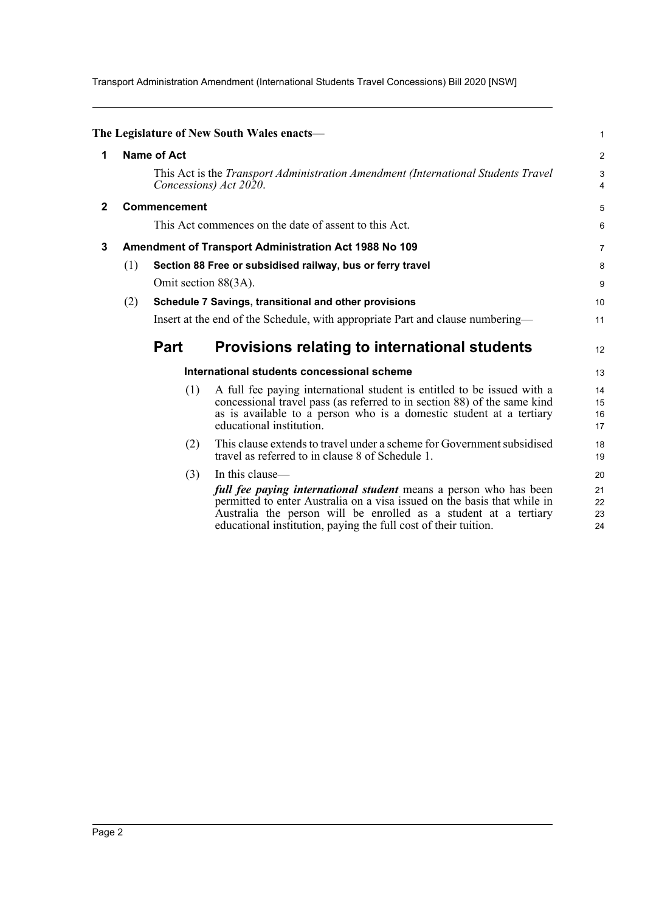**The Legislature of New South Wales enacts—**

## 1 Name of Act

This Act is the *Transport Administration Amendment (International Students Travel Concessions) Act 2020*.

## 2 Commencement

This Act commences on the date of assent to this Act.

## 3 Amendment of Transport Administration Act 1988 No 109

(1) **Section 88 Free or subsidised railway, bus or ferry travel**

Omit section 88(3A).

(2) **Schedule 7 Savings, transitional and other provisions**

Insert at the end of the Schedule, with appropriate Part and clause numbering—

## Part Provisions relating to international students

### International students concessional scheme

(1) A full fee paying international student is entitled to be issued with a concessional travel pass (as referred to in section 88) of the same kind as is available to a person who is a domestic student at a tertiary educational institution.

(2) This clause extends to travel under a scheme for Government subsidised travel as referred to in clause 8 of Schedule 1.

(3) In this clause—

***full fee paying international student*** means a person who has been permitted to enter Australia on a visa issued on the basis that while in Australia the person will be enrolled as a student at a tertiary educational institution, paying the full cost of their tuition.